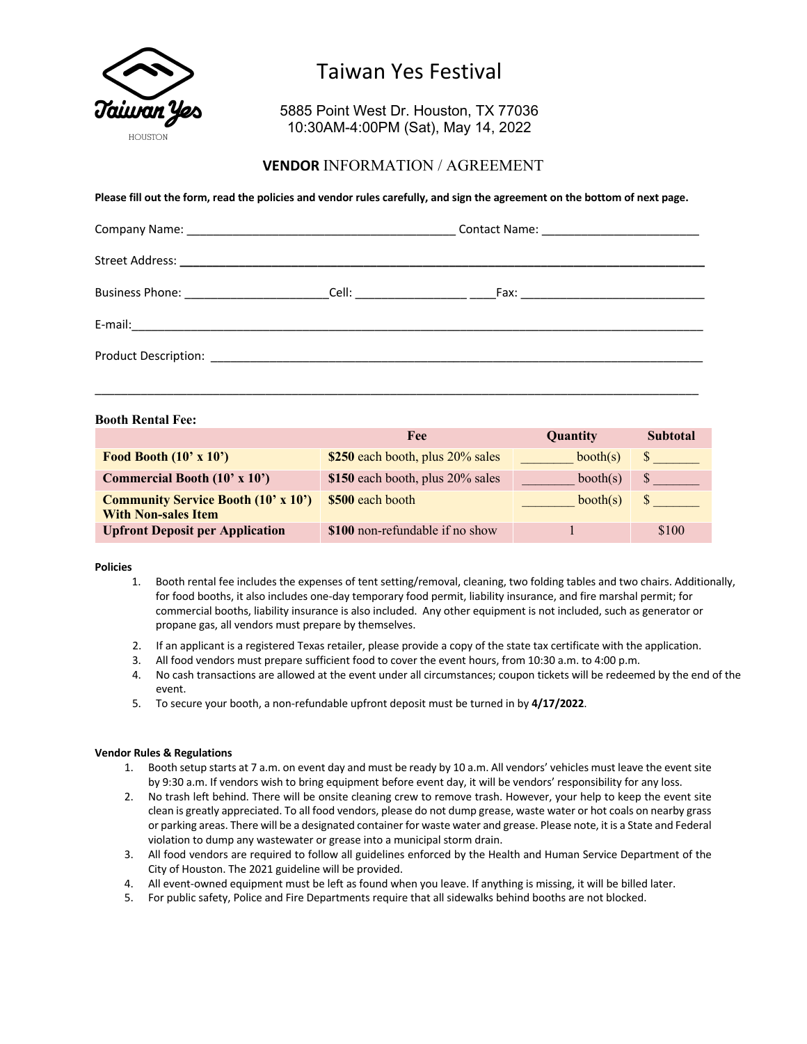# Taiwan Yes Festival

5885 Point West Dr. Houston, TX 77036
10:30AM-4:00PM (Sat), May 14, 2022

## VENDOR INFORMATION / AGREEMENT

**Please fill out the form, read the policies and vendor rules carefully, and sign the agreement on the bottom of next page.**

Company Name: ________________________________________ Contact Name: ________________________

Street Address: ________________________________________________________________________

Business Phone: ______________________Cell: ________________ ____Fax: ___________________________

E-mail:_________________________________________________________________________________

Product Description: ____________________________________________________________________

_________________________________________________________________________________________

**Booth Rental Fee:**

| | Fee | Quantity | Subtotal |
|---|---|---|---|
| **Food Booth (10' x 10')** | **$250** each booth, plus 20% sales | _______ booth(s) | $ _______ |
| **Commercial Booth (10' x 10')** | **$150** each booth, plus 20% sales | _______ booth(s) | $ _______ |
| **Community Service Booth (10' x 10') With Non-sales Item** | **$500** each booth | _______ booth(s) | $ _______ |
| **Upfront Deposit per Application** | **$100** non-refundable if no show | 1 | $100 |

**Policies**

1. Booth rental fee includes the expenses of tent setting/removal, cleaning, two folding tables and two chairs. Additionally, for food booths, it also includes one-day temporary food permit, liability insurance, and fire marshal permit; for commercial booths, liability insurance is also included. Any other equipment is not included, such as generator or propane gas, all vendors must prepare by themselves.
2. If an applicant is a registered Texas retailer, please provide a copy of the state tax certificate with the application.
3. All food vendors must prepare sufficient food to cover the event hours, from 10:30 a.m. to 4:00 p.m.
4. No cash transactions are allowed at the event under all circumstances; coupon tickets will be redeemed by the end of the event.
5. To secure your booth, a non-refundable upfront deposit must be turned in by **4/17/2022**.

**Vendor Rules & Regulations**

1. Booth setup starts at 7 a.m. on event day and must be ready by 10 a.m. All vendors' vehicles must leave the event site by 9:30 a.m. If vendors wish to bring equipment before event day, it will be vendors' responsibility for any loss.
2. No trash left behind. There will be onsite cleaning crew to remove trash. However, your help to keep the event site clean is greatly appreciated. To all food vendors, please do not dump grease, waste water or hot coals on nearby grass or parking areas. There will be a designated container for waste water and grease. Please note, it is a State and Federal violation to dump any wastewater or grease into a municipal storm drain.
3. All food vendors are required to follow all guidelines enforced by the Health and Human Service Department of the City of Houston. The 2021 guideline will be provided.
4. All event-owned equipment must be left as found when you leave. If anything is missing, it will be billed later.
5. For public safety, Police and Fire Departments require that all sidewalks behind booths are not blocked.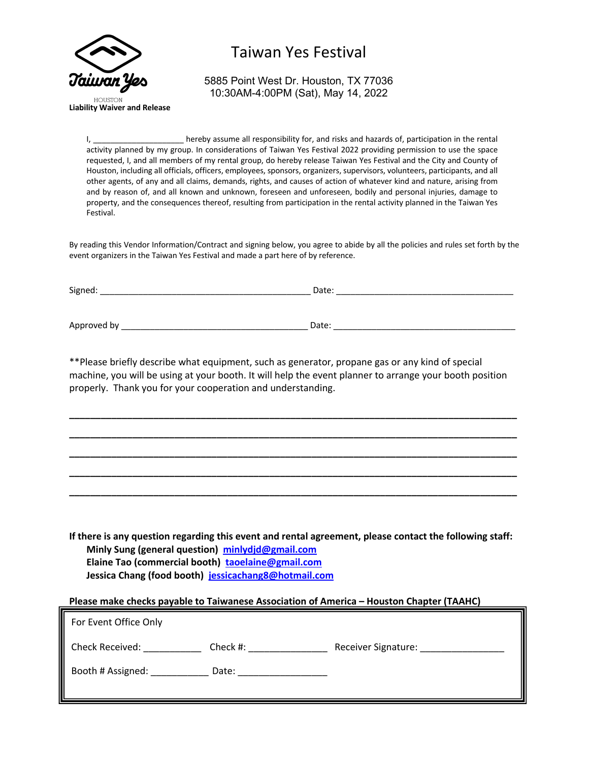Taiwan Yes
HOUSTON
**Liability Waiver and Release**

# Taiwan Yes Festival

5885 Point West Dr. Houston, TX 77036
10:30AM-4:00PM (Sat), May 14, 2022

I, ____________________ hereby assume all responsibility for, and risks and hazards of, participation in the rental activity planned by my group. In considerations of Taiwan Yes Festival 2022 providing permission to use the space requested, I, and all members of my rental group, do hereby release Taiwan Yes Festival and the City and County of Houston, including all officials, officers, employees, sponsors, organizers, supervisors, volunteers, participants, and all other agents, of any and all claims, demands, rights, and causes of action of whatever kind and nature, arising from and by reason of, and all known and unknown, foreseen and unforeseen, bodily and personal injuries, damage to property, and the consequences thereof, resulting from participation in the rental activity planned in the Taiwan Yes Festival.

By reading this Vendor Information/Contract and signing below, you agree to abide by all the policies and rules set forth by the event organizers in the Taiwan Yes Festival and made a part here of by reference.

Signed: ____________________________________________ Date: ____________________________________

Approved by _______________________________________ Date: ______________________________________

**Please briefly describe what equipment, such as generator, propane gas or any kind of special machine, you will be using at your booth. It will help the event planner to arrange your booth position properly. Thank you for your cooperation and understanding.

_______________________________________________________________________________

_______________________________________________________________________________

_______________________________________________________________________________

_______________________________________________________________________________

_______________________________________________________________________________

**If there is any question regarding this event and rental agreement, please contact the following staff:**

- **Minly Sung (general question)** minlydjd@gmail.com
- **Elaine Tao (commercial booth)** taoelaine@gmail.com
- **Jessica Chang (food booth)** jessicachang8@hotmail.com

**Please make checks payable to Taiwanese Association of America – Houston Chapter (TAAHC)**

For Event Office Only

Check Received: ___________ Check #: _______________ Receiver Signature: ________________

Booth # Assigned: ___________ Date: _________________